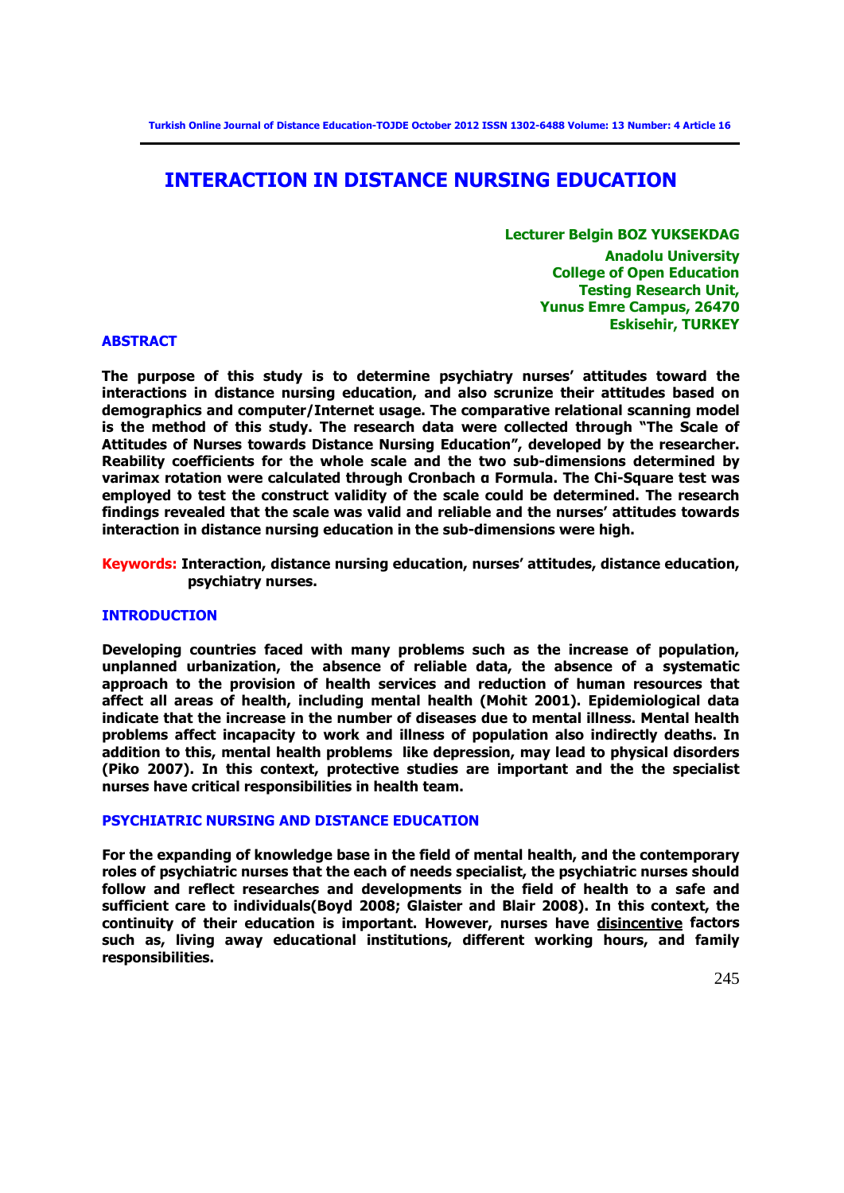# INTERACTION IN DISTANCE NURSING EDUCATION

**Lecturer Belgin BOZ YUKSEKDAG**
**Anadolu University**
**College of Open Education**
**Testing Research Unit,**
**Yunus Emre Campus, 26470**
**Eskisehir, TURKEY**

## ABSTRACT

**The purpose of this study is to determine psychiatry nurses' attitudes toward the interactions in distance nursing education, and also scrunize their attitudes based on demographics and computer/Internet usage. The comparative relational scanning model is the method of this study. The research data were collected through "The Scale of Attitudes of Nurses towards Distance Nursing Education", developed by the researcher. Reability coefficients for the whole scale and the two sub-dimensions determined by varimax rotation were calculated through Cronbach α Formula. The Chi-Square test was employed to test the construct validity of the scale could be determined. The research findings revealed that the scale was valid and reliable and the nurses' attitudes towards interaction in distance nursing education in the sub-dimensions were high.**

**Keywords:** **Interaction, distance nursing education, nurses' attitudes, distance education, psychiatry nurses.**

## INTRODUCTION

**Developing countries faced with many problems such as the increase of population, unplanned urbanization, the absence of reliable data, the absence of a systematic approach to the provision of health services and reduction of human resources that affect all areas of health, including mental health (Mohit 2001). Epidemiological data indicate that the increase in the number of diseases due to mental illness. Mental health problems affect incapacity to work and illness of population also indirectly deaths. In addition to this, mental health problems like depression, may lead to physical disorders (Piko 2007). In this context, protective studies are important and the the specialist nurses have critical responsibilities in health team.**

## PSYCHIATRIC NURSING AND DISTANCE EDUCATION

**For the expanding of knowledge base in the field of mental health, and the contemporary roles of psychiatric nurses that the each of needs specialist, the psychiatric nurses should follow and reflect researches and developments in the field of health to a safe and sufficient care to individuals(Boyd 2008; Glaister and Blair 2008). In this context, the continuity of their education is important. However, nurses have disincentive factors such as, living away educational institutions, different working hours, and family responsibilities.**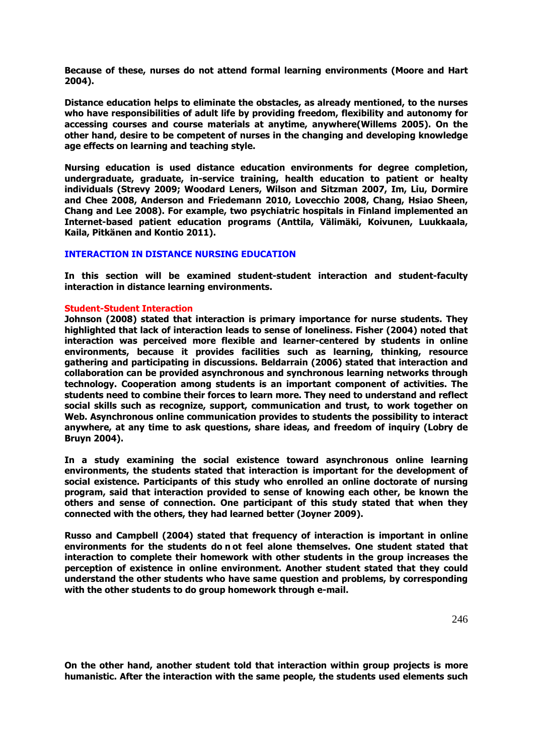**Because of these, nurses do not attend formal learning environments (Moore and Hart 2004).**

**Distance education helps to eliminate the obstacles, as already mentioned, to the nurses who have responsibilities of adult life by providing freedom, flexibility and autonomy for accessing courses and course materials at anytime, anywhere(Willems 2005). On the other hand, desire to be competent of nurses in the changing and developing knowledge age effects on learning and teaching style.**

**Nursing education is used distance education environments for degree completion, undergraduate, graduate, in-service training, health education to patient or healty individuals (Strevy 2009; Woodard Leners, Wilson and Sitzman 2007, Im, Liu, Dormire and Chee 2008, Anderson and Friedemann 2010, Lovecchio 2008, Chang, Hsiao Sheen, Chang and Lee 2008). For example, two psychiatric hospitals in Finland implemented an Internet-based patient education programs (Anttila, Välimäki, Koivunen, Luukkaala, Kaila, Pitkänen and Kontio 2011).**

## INTERACTION IN DISTANCE NURSING EDUCATION

**In this section will be examined student-student interaction and student-faculty interaction in distance learning environments.**

### Student-Student Interaction

**Johnson (2008) stated that interaction is primary importance for nurse students. They highlighted that lack of interaction leads to sense of loneliness. Fisher (2004) noted that interaction was perceived more flexible and learner-centered by students in online environments, because it provides facilities such as learning, thinking, resource gathering and participating in discussions. Beldarrain (2006) stated that interaction and collaboration can be provided asynchronous and synchronous learning networks through technology. Cooperation among students is an important component of activities. The students need to combine their forces to learn more. They need to understand and reflect social skills such as recognize, support, communication and trust, to work together on Web. Asynchronous online communication provides to students the possibility to interact anywhere, at any time to ask questions, share ideas, and freedom of inquiry (Lobry de Bruyn 2004).**

**In a study examining the social existence toward asynchronous online learning environments, the students stated that interaction is important for the development of social existence. Participants of this study who enrolled an online doctorate of nursing program, said that interaction provided to sense of knowing each other, be known the others and sense of connection. One participant of this study stated that when they connected with the others, they had learned better (Joyner 2009).**

**Russo and Campbell (2004) stated that frequency of interaction is important in online environments for the students do n ot feel alone themselves. One student stated that interaction to complete their homework with other students in the group increases the perception of existence in online environment. Another student stated that they could understand the other students who have same question and problems, by corresponding with the other students to do group homework through e-mail.**

**On the other hand, another student told that interaction within group projects is more humanistic. After the interaction with the same people, the students used elements such**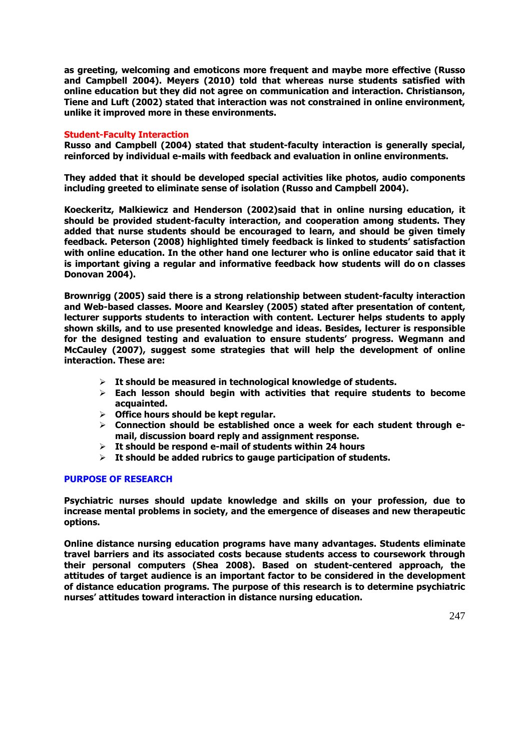**as greeting, welcoming and emoticons more frequent and maybe more effective (Russo and Campbell 2004). Meyers (2010) told that whereas nurse students satisfied with online education but they did not agree on communication and interaction. Christianson, Tiene and Luft (2002) stated that interaction was not constrained in online environment, unlike it improved more in these environments.**

### Student-Faculty Interaction

**Russo and Campbell (2004) stated that student-faculty interaction is generally special, reinforced by individual e-mails with feedback and evaluation in online environments.**

**They added that it should be developed special activities like photos, audio components including greeted to eliminate sense of isolation (Russo and Campbell 2004).**

**Koeckeritz, Malkiewicz and Henderson (2002)said that in online nursing education, it should be provided student-faculty interaction, and cooperation among students. They added that nurse students should be encouraged to learn, and should be given timely feedback. Peterson (2008) highlighted timely feedback is linked to students' satisfaction with online education. In the other hand one lecturer who is online educator said that it is important giving a regular and informative feedback how students will do on classes Donovan 2004).**

**Brownrigg (2005) said there is a strong relationship between student-faculty interaction and Web-based classes. Moore and Kearsley (2005) stated after presentation of content, lecturer supports students to interaction with content. Lecturer helps students to apply shown skills, and to use presented knowledge and ideas. Besides, lecturer is responsible for the designed testing and evaluation to ensure students' progress. Wegmann and McCauley (2007), suggest some strategies that will help the development of online interaction. These are:**

- **It should be measured in technological knowledge of students.**
- **Each lesson should begin with activities that require students to become acquainted.**
- **Office hours should be kept regular.**
- **Connection should be established once a week for each student through e-mail, discussion board reply and assignment response.**
- **It should be respond e-mail of students within 24 hours**
- **It should be added rubrics to gauge participation of students.**

## PURPOSE OF RESEARCH

**Psychiatric nurses should update knowledge and skills on your profession, due to increase mental problems in society, and the emergence of diseases and new therapeutic options.**

**Online distance nursing education programs have many advantages. Students eliminate travel barriers and its associated costs because students access to coursework through their personal computers (Shea 2008). Based on student-centered approach, the attitudes of target audience is an important factor to be considered in the development of distance education programs. The purpose of this research is to determine psychiatric nurses' attitudes toward interaction in distance nursing education.**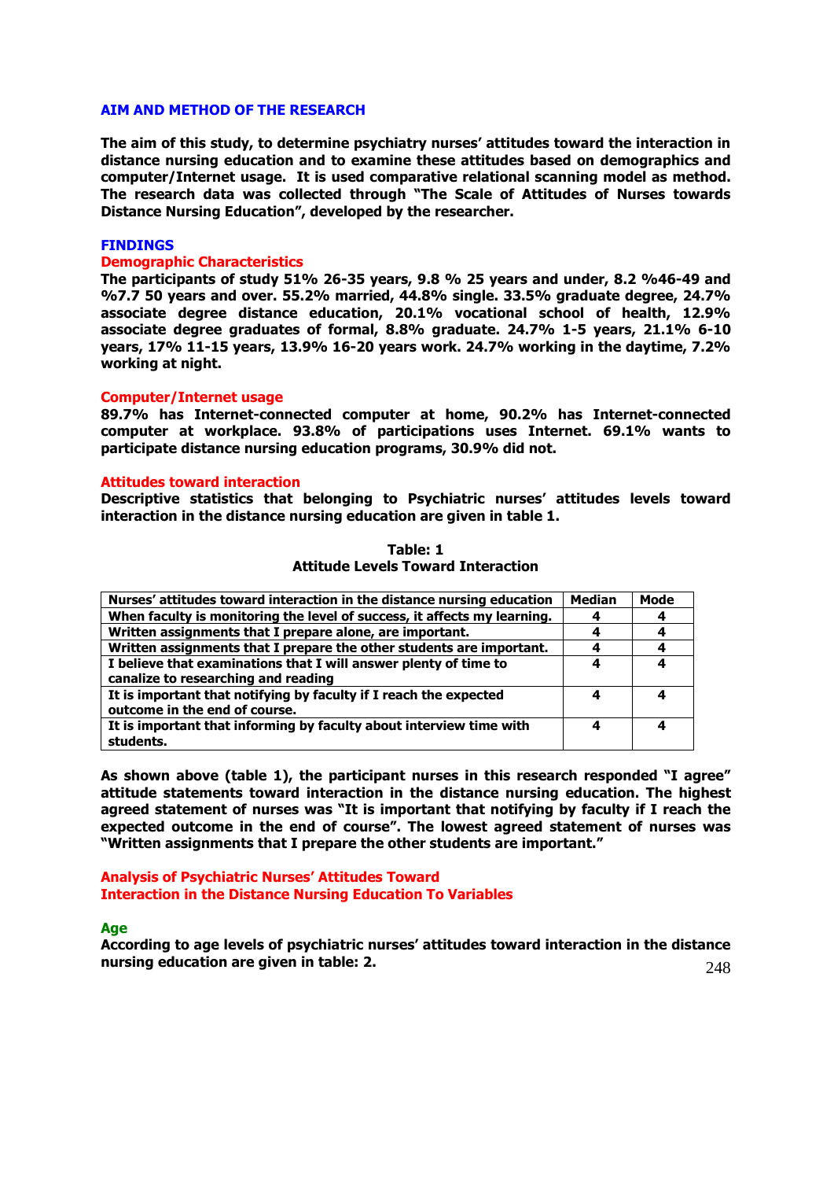## AIM AND METHOD OF THE RESEARCH

**The aim of this study, to determine psychiatry nurses' attitudes toward the interaction in distance nursing education and to examine these attitudes based on demographics and computer/Internet usage. It is used comparative relational scanning model as method. The research data was collected through "The Scale of Attitudes of Nurses towards Distance Nursing Education", developed by the researcher.**

## FINDINGS

### Demographic Characteristics

**The participants of study 51% 26-35 years, 9.8 % 25 years and under, 8.2 %46-49 and %7.7 50 years and over. 55.2% married, 44.8% single. 33.5% graduate degree, 24.7% associate degree distance education, 20.1% vocational school of health, 12.9% associate degree graduates of formal, 8.8% graduate. 24.7% 1-5 years, 21.1% 6-10 years, 17% 11-15 years, 13.9% 16-20 years work. 24.7% working in the daytime, 7.2% working at night.**

### Computer/Internet usage

**89.7% has Internet-connected computer at home, 90.2% has Internet-connected computer at workplace. 93.8% of participations uses Internet. 69.1% wants to participate distance nursing education programs, 30.9% did not.**

### Attitudes toward interaction

**Descriptive statistics that belonging to Psychiatric nurses' attitudes levels toward interaction in the distance nursing education are given in table 1.**

**Table: 1**
**Attitude Levels Toward Interaction**

| Nurses' attitudes toward interaction in the distance nursing education | Median | Mode |
|---|---|---|
| When faculty is monitoring the level of success, it affects my learning. | 4 | 4 |
| Written assignments that I prepare alone, are important. | 4 | 4 |
| Written assignments that I prepare the other students are important. | 4 | 4 |
| I believe that examinations that I will answer plenty of time to canalize to researching and reading | 4 | 4 |
| It is important that notifying by faculty if I reach the expected outcome in the end of course. | 4 | 4 |
| It is important that informing by faculty about interview time with students. | 4 | 4 |

**As shown above (table 1), the participant nurses in this research responded "I agree" attitude statements toward interaction in the distance nursing education. The highest agreed statement of nurses was "It is important that notifying by faculty if I reach the expected outcome in the end of course". The lowest agreed statement of nurses was "Written assignments that I prepare the other students are important."**

### Analysis of Psychiatric Nurses' Attitudes Toward Interaction in the Distance Nursing Education To Variables

#### Age

**According to age levels of psychiatric nurses' attitudes toward interaction in the distance nursing education are given in table: 2.**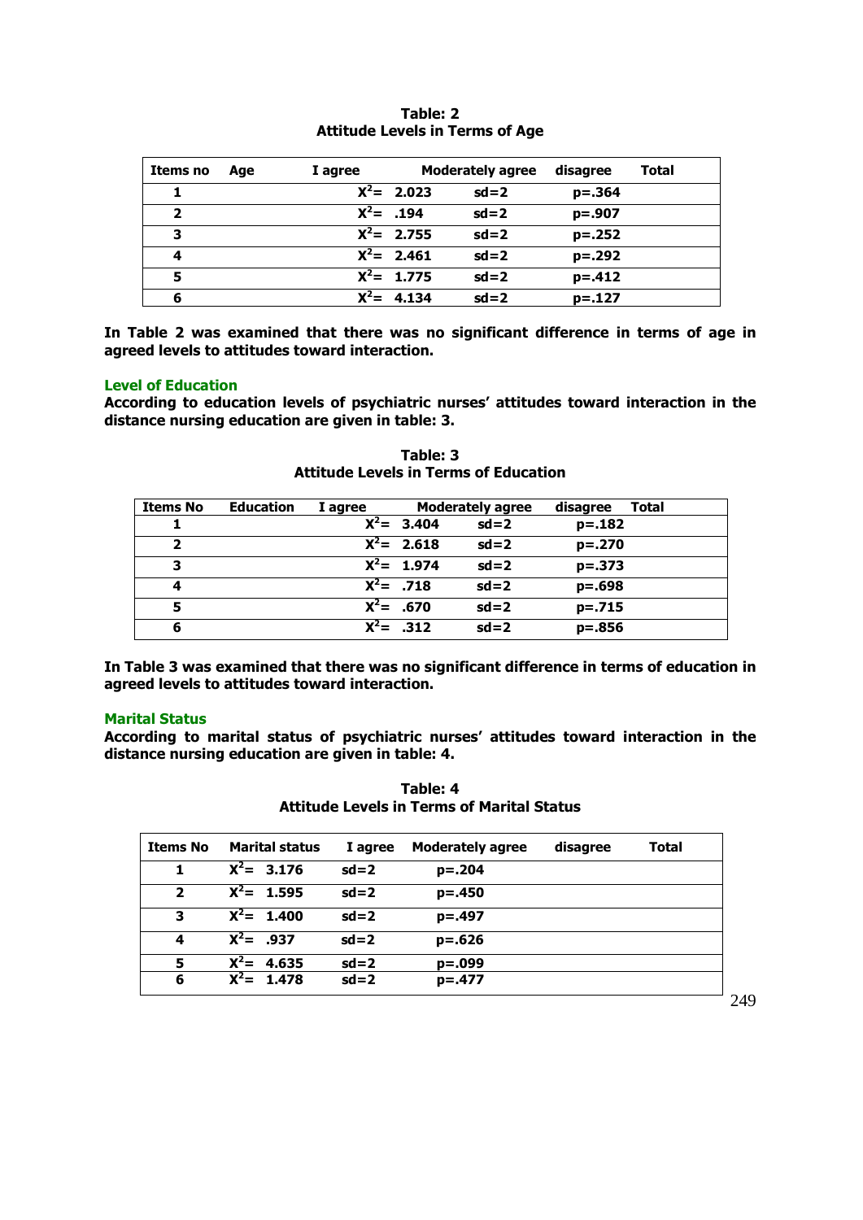**Table: 2**
**Attitude Levels in Terms of Age**

| Items no | Age | I agree | Moderately agree | disagree | Total |
|---|---|---|---|---|---|
| 1 | | $X^2$= 2.023 | sd=2 | p=.364 | |
| 2 | | $X^2$= .194 | sd=2 | p=.907 | |
| 3 | | $X^2$= 2.755 | sd=2 | p=.252 | |
| 4 | | $X^2$= 2.461 | sd=2 | p=.292 | |
| 5 | | $X^2$= 1.775 | sd=2 | p=.412 | |
| 6 | | $X^2$= 4.134 | sd=2 | p=.127 | |

**In Table 2 was examined that there was no significant difference in terms of age in agreed levels to attitudes toward interaction.**

### Level of Education

**According to education levels of psychiatric nurses' attitudes toward interaction in the distance nursing education are given in table: 3.**

**Table: 3**
**Attitude Levels in Terms of Education**

| Items No | Education | I agree | Moderately agree | disagree | Total |
|---|---|---|---|---|---|
| 1 | | $X^2$= 3.404 | sd=2 | p=.182 | |
| 2 | | $X^2$= 2.618 | sd=2 | p=.270 | |
| 3 | | $X^2$= 1.974 | sd=2 | p=.373 | |
| 4 | | $X^2$= .718 | sd=2 | p=.698 | |
| 5 | | $X^2$= .670 | sd=2 | p=.715 | |
| 6 | | $X^2$= .312 | sd=2 | p=.856 | |

**In Table 3 was examined that there was no significant difference in terms of education in agreed levels to attitudes toward interaction.**

### Marital Status

**According to marital status of psychiatric nurses' attitudes toward interaction in the distance nursing education are given in table: 4.**

**Table: 4**
**Attitude Levels in Terms of Marital Status**

| Items No | Marital status | I agree | Moderately agree | disagree | Total |
|---|---|---|---|---|---|
| 1 | $X^2$= 3.176 | sd=2 | p=.204 | | |
| 2 | $X^2$= 1.595 | sd=2 | p=.450 | | |
| 3 | $X^2$= 1.400 | sd=2 | p=.497 | | |
| 4 | $X^2$= .937 | sd=2 | p=.626 | | |
| 5 | $X^2$= 4.635 | sd=2 | p=.099 | | |
| 6 | $X^2$= 1.478 | sd=2 | p=.477 | | |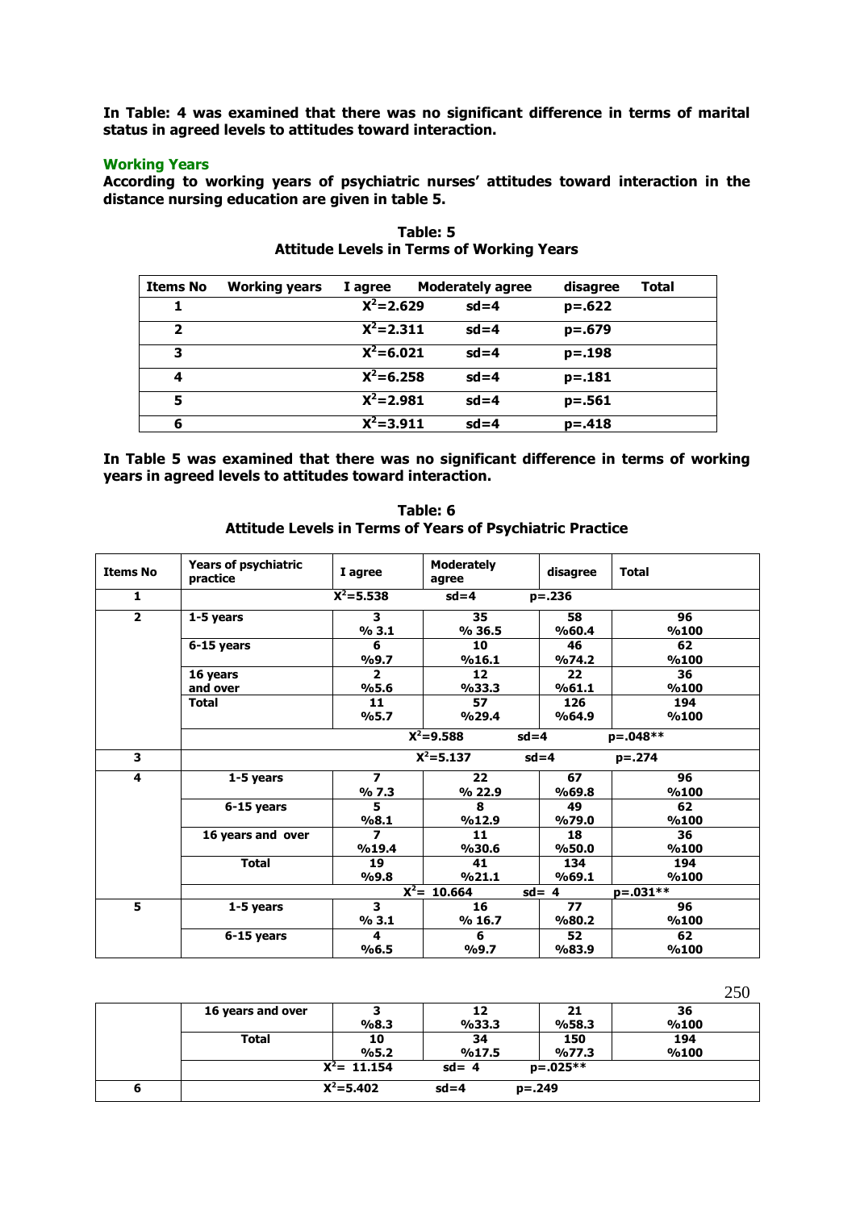**In Table: 4 was examined that there was no significant difference in terms of marital status in agreed levels to attitudes toward interaction.**

### Working Years

**According to working years of psychiatric nurses' attitudes toward interaction in the distance nursing education are given in table 5.**

**Table: 5**
**Attitude Levels in Terms of Working Years**

| Items No | Working years | I agree | Moderately agree | disagree | Total |
|---|---|---|---|---|---|
| 1 | | $X^2$=2.629 | sd=4 | p=.622 | |
| 2 | | $X^2$=2.311 | sd=4 | p=.679 | |
| 3 | | $X^2$=6.021 | sd=4 | p=.198 | |
| 4 | | $X^2$=6.258 | sd=4 | p=.181 | |
| 5 | | $X^2$=2.981 | sd=4 | p=.561 | |
| 6 | | $X^2$=3.911 | sd=4 | p=.418 | |

**In Table 5 was examined that there was no significant difference in terms of working years in agreed levels to attitudes toward interaction.**

**Table: 6**
**Attitude Levels in Terms of Years of Psychiatric Practice**

| Items No | Years of psychiatric practice | I agree | Moderately agree | disagree | Total |
|---|---|---|---|---|---|
| 1 | | $X^2$=5.538 | sd=4 | p=.236 | |
| 2 | 1-5 years | 3<br>% 3.1 | 35<br>% 36.5 | 58<br>%60.4 | 96<br>%100 |
| | 6-15 years | 6<br>%9.7 | 10<br>%16.1 | 46<br>%74.2 | 62<br>%100 |
| | 16 years and over | 2<br>%5.6 | 12<br>%33.3 | 22<br>%61.1 | 36<br>%100 |
| | Total | 11<br>%5.7 | 57<br>%29.4 | 126<br>%64.9 | 194<br>%100 |
| | | | $X^2$=9.588 | sd=4 | p=.048** |
| 3 | | | $X^2$=5.137 | sd=4 | p=.274 |
| 4 | 1-5 years | 7<br>% 7.3 | 22<br>% 22.9 | 67<br>%69.8 | 96<br>%100 |
| | 6-15 years | 5<br>%8.1 | 8<br>%12.9 | 49<br>%79.0 | 62<br>%100 |
| | 16 years and over | 7<br>%19.4 | 11<br>%30.6 | 18<br>%50.0 | 36<br>%100 |
| | Total | 19<br>%9.8 | 41<br>%21.1 | 134<br>%69.1 | 194<br>%100 |
| | | | $X^2$= 10.664 | sd= 4 | p=.031** |
| 5 | 1-5 years | 3<br>% 3.1 | 16<br>% 16.7 | 77<br>%80.2 | 96<br>%100 |
| | 6-15 years | 4<br>%6.5 | 6<br>%9.7 | 52<br>%83.9 | 62<br>%100 |
| | 16 years and over | 3<br>%8.3 | 12<br>%33.3 | 21<br>%58.3 | 36<br>%100 |
| | Total | 10<br>%5.2 | 34<br>%17.5 | 150<br>%77.3 | 194<br>%100 |
| | | $X^2$= 11.154 | sd= 4 | p=.025** | |
| 6 | | $X^2$=5.402 | sd=4 | p=.249 | |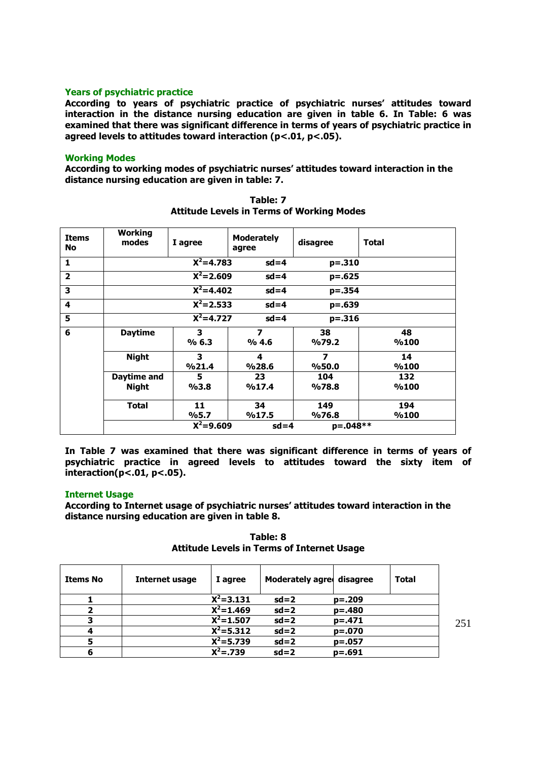### Years of psychiatric practice

**According to years of psychiatric practice of psychiatric nurses' attitudes toward interaction in the distance nursing education are given in table 6. In Table: 6 was examined that there was significant difference in terms of years of psychiatric practice in agreed levels to attitudes toward interaction (p<.01, p<.05).**

### Working Modes

**According to working modes of psychiatric nurses' attitudes toward interaction in the distance nursing education are given in table: 7.**

**Table: 7**
**Attitude Levels in Terms of Working Modes**

| Items No | Working modes | I agree | Moderately agree | disagree | Total |
|---|---|---|---|---|---|
| 1 | | $X^2$=4.783 | sd=4 | p=.310 | |
| 2 | | $X^2$=2.609 | sd=4 | p=.625 | |
| 3 | | $X^2$=4.402 | sd=4 | p=.354 | |
| 4 | | $X^2$=2.533 | sd=4 | p=.639 | |
| 5 | | $X^2$=4.727 | sd=4 | p=.316 | |
| 6 | Daytime | 3<br>% 6.3 | 7<br>% 4.6 | 38<br>%79.2 | 48<br>%100 |
| | Night | 3<br>%21.4 | 4<br>%28.6 | 7<br>%50.0 | 14<br>%100 |
| | Daytime and Night | 5<br>%3.8 | 23<br>%17.4 | 104<br>%78.8 | 132<br>%100 |
| | Total | 11<br>%5.7 | 34<br>%17.5 | 149<br>%76.8 | 194<br>%100 |
| | | $X^2$=9.609 | sd=4 | p=.048** | |

**In Table 7 was examined that there was significant difference in terms of years of psychiatric practice in agreed levels to attitudes toward the sixty item of interaction(p<.01, p<.05).**

### Internet Usage

**According to Internet usage of psychiatric nurses' attitudes toward interaction in the distance nursing education are given in table 8.**

**Table: 8**
**Attitude Levels in Terms of Internet Usage**

| Items No | Internet usage | I agree | Moderately agree | disagree | Total |
|---|---|---|---|---|---|
| 1 | | $X^2$=3.131 | sd=2 | p=.209 | |
| 2 | | $X^2$=1.469 | sd=2 | p=.480 | |
| 3 | | $X^2$=1.507 | sd=2 | p=.471 | |
| 4 | | $X^2$=5.312 | sd=2 | p=.070 | |
| 5 | | $X^2$=5.739 | sd=2 | p=.057 | |
| 6 | | $X^2$=.739 | sd=2 | p=.691 | |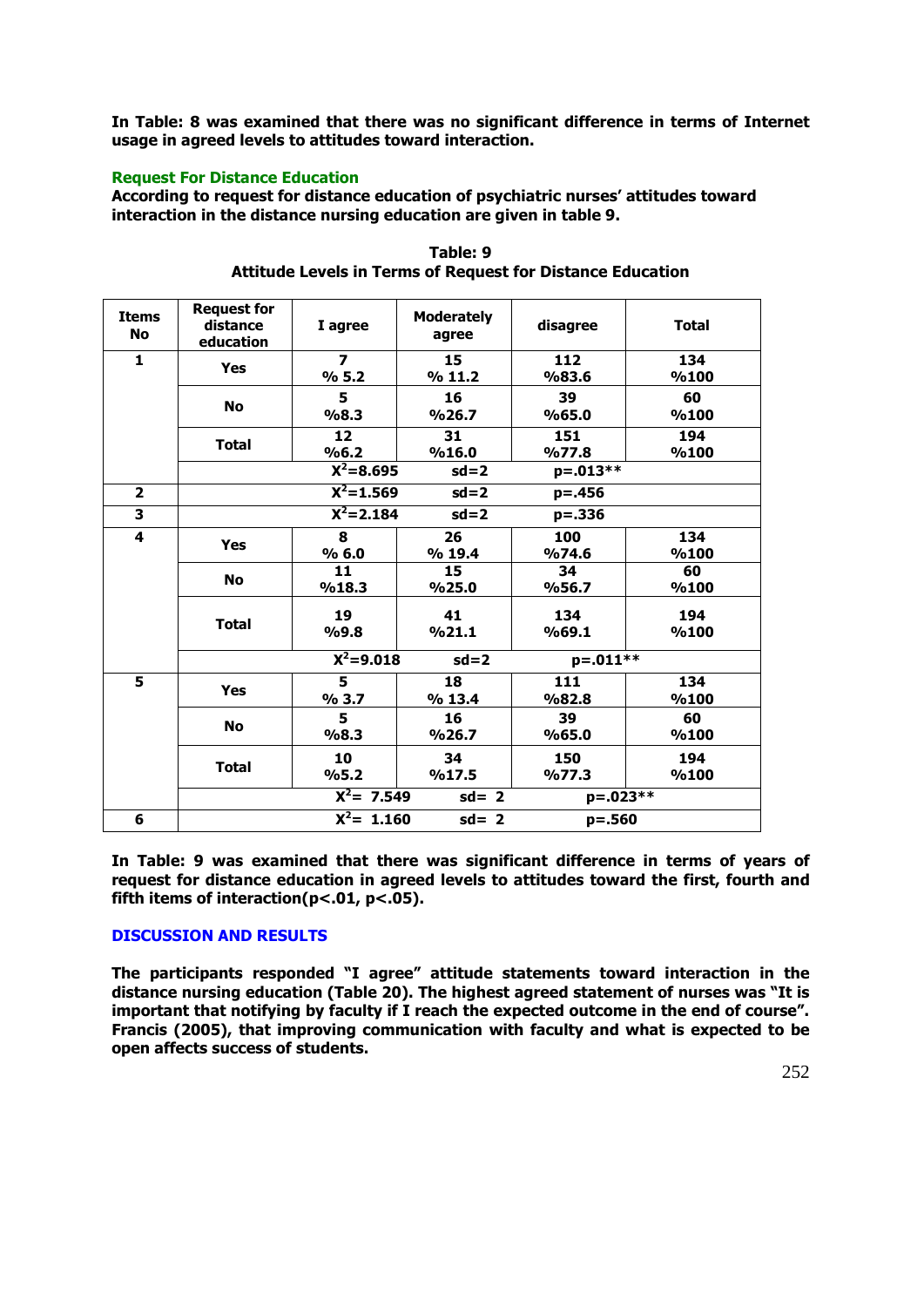**In Table: 8 was examined that there was no significant difference in terms of Internet usage in agreed levels to attitudes toward interaction.**

### Request For Distance Education

**According to request for distance education of psychiatric nurses' attitudes toward interaction in the distance nursing education are given in table 9.**

**Table: 9**
**Attitude Levels in Terms of Request for Distance Education**

| Items No | Request for distance education | I agree | Moderately agree | disagree | Total |
|---|---|---|---|---|---|
| 1 | Yes | 7 %5.2 | 15 %11.2 | 112 %83.6 | 134 %100 |
| | No | 5 %8.3 | 16 %26.7 | 39 %65.0 | 60 %100 |
| | Total | 12 %6.2 | 31 %16.0 | 151 %77.8 | 194 %100 |
| | | $X^2=8.695$ | sd=2 | p=.013** | |
| 2 | | $X^2=1.569$ | sd=2 | p=.456 | |
| 3 | | $X^2=2.184$ | sd=2 | p=.336 | |
| 4 | Yes | 8 %6.0 | 26 %19.4 | 100 %74.6 | 134 %100 |
| | No | 11 %18.3 | 15 %25.0 | 34 %56.7 | 60 %100 |
| | Total | 19 %9.8 | 41 %21.1 | 134 %69.1 | 194 %100 |
| | | $X^2=9.018$ | sd=2 | p=.011** | |
| 5 | Yes | 5 %3.7 | 18 %13.4 | 111 %82.8 | 134 %100 |
| | No | 5 %8.3 | 16 %26.7 | 39 %65.0 | 60 %100 |
| | Total | 10 %5.2 | 34 %17.5 | 150 %77.3 | 194 %100 |
| | | $X^2=7.549$ | sd=2 | p=.023** | |
| 6 | | $X^2=1.160$ | sd=2 | p=.560 | |

**In Table: 9 was examined that there was significant difference in terms of years of request for distance education in agreed levels to attitudes toward the first, fourth and fifth items of interaction($p<.01$, $p<.05$).**

### DISCUSSION AND RESULTS

**The participants responded "I agree" attitude statements toward interaction in the distance nursing education (Table 20). The highest agreed statement of nurses was "It is important that notifying by faculty if I reach the expected outcome in the end of course". Francis (2005), that improving communication with faculty and what is expected to be open affects success of students.**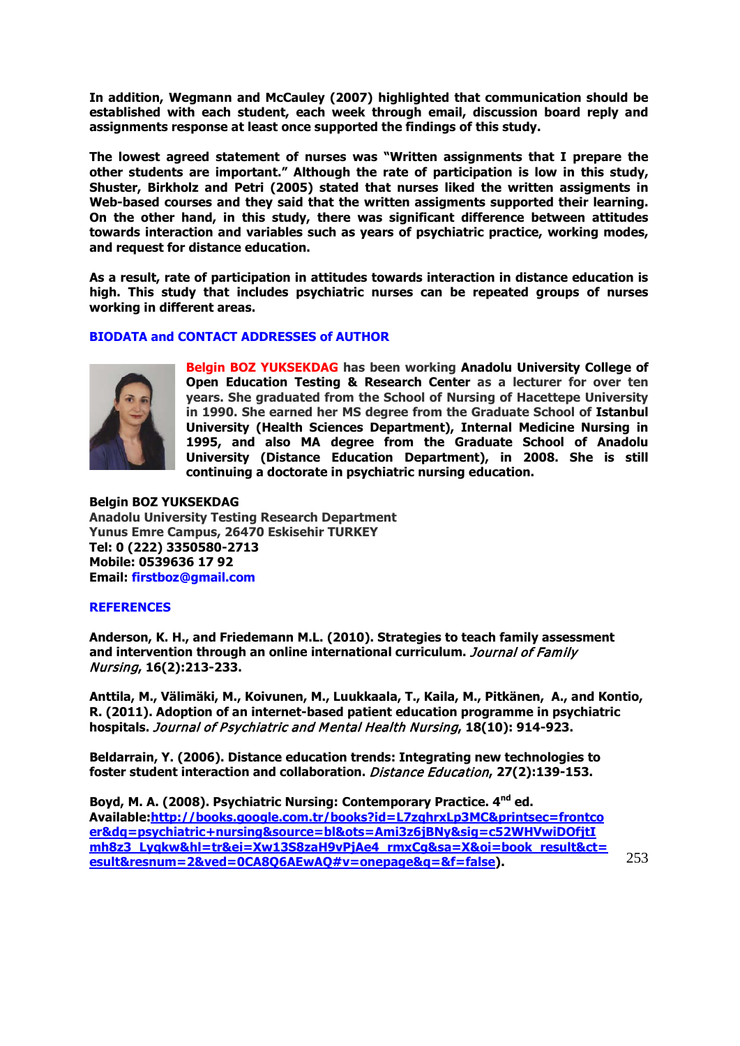**In addition, Wegmann and McCauley (2007) highlighted that communication should be established with each student, each week through email, discussion board reply and assignments response at least once supported the findings of this study.**

**The lowest agreed statement of nurses was "Written assignments that I prepare the other students are important." Although the rate of participation is low in this study, Shuster, Birkholz and Petri (2005) stated that nurses liked the written assigments in Web-based courses and they said that the written assigments supported their learning. On the other hand, in this study, there was significant difference between attitudes towards interaction and variables such as years of psychiatric practice, working modes, and request for distance education.**

**As a result, rate of participation in attitudes towards interaction in distance education is high. This study that includes psychiatric nurses can be repeated groups of nurses working in different areas.**

## BIODATA and CONTACT ADDRESSES of AUTHOR

**Belgin BOZ YUKSEKDAG has been working Anadolu University College of Open Education Testing & Research Center as a lecturer for over ten years. She graduated from the School of Nursing of Hacettepe University in 1990. She earned her MS degree from the Graduate School of Istanbul University (Health Sciences Department), Internal Medicine Nursing in 1995, and also MA degree from the Graduate School of Anadolu University (Distance Education Department), in 2008. She is still continuing a doctorate in psychiatric nursing education.**

**Belgin BOZ YUKSEKDAG**
**Anadolu University Testing Research Department**
**Yunus Emre Campus, 26470 Eskisehir TURKEY**
**Tel: 0 (222) 3350580-2713**
**Mobile: 0539636 17 92**
**Email: firstboz@gmail.com**

## REFERENCES

**Anderson, K. H., and Friedemann M.L. (2010). Strategies to teach family assessment and intervention through an online international curriculum.** ***Journal of Family Nursing*, 16(2):213-233.**

**Anttila, M., Välimäki, M., Koivunen, M., Luukkaala, T., Kaila, M., Pitkänen, A., and Kontio, R. (2011). Adoption of an internet-based patient education programme in psychiatric hospitals.** ***Journal of Psychiatric and Mental Health Nursing*, 18(10): 914-923.**

**Beldarrain, Y. (2006). Distance education trends: Integrating new technologies to foster student interaction and collaboration.** ***Distance Education*, 27(2):139-153.**

**Boyd, M. A. (2008). Psychiatric Nursing: Contemporary Practice. 4th ed. Available:http://books.google.com.tr/books?id=L7zghrxLp3MC&printsec=frontcover&dq=psychiatric+nursing&source=bl&ots=Ami3z6jBNy&sig=c52WHVwiDOfjtImh8z3_Lygkw&hl=tr&ei=Xw13S8zaH9vPjAe4_rmxCg&sa=X&oi=book_result&ct=esult&resnum=2&ved=0CA8Q6AEwAQ#v=onepage&q=&f=false).**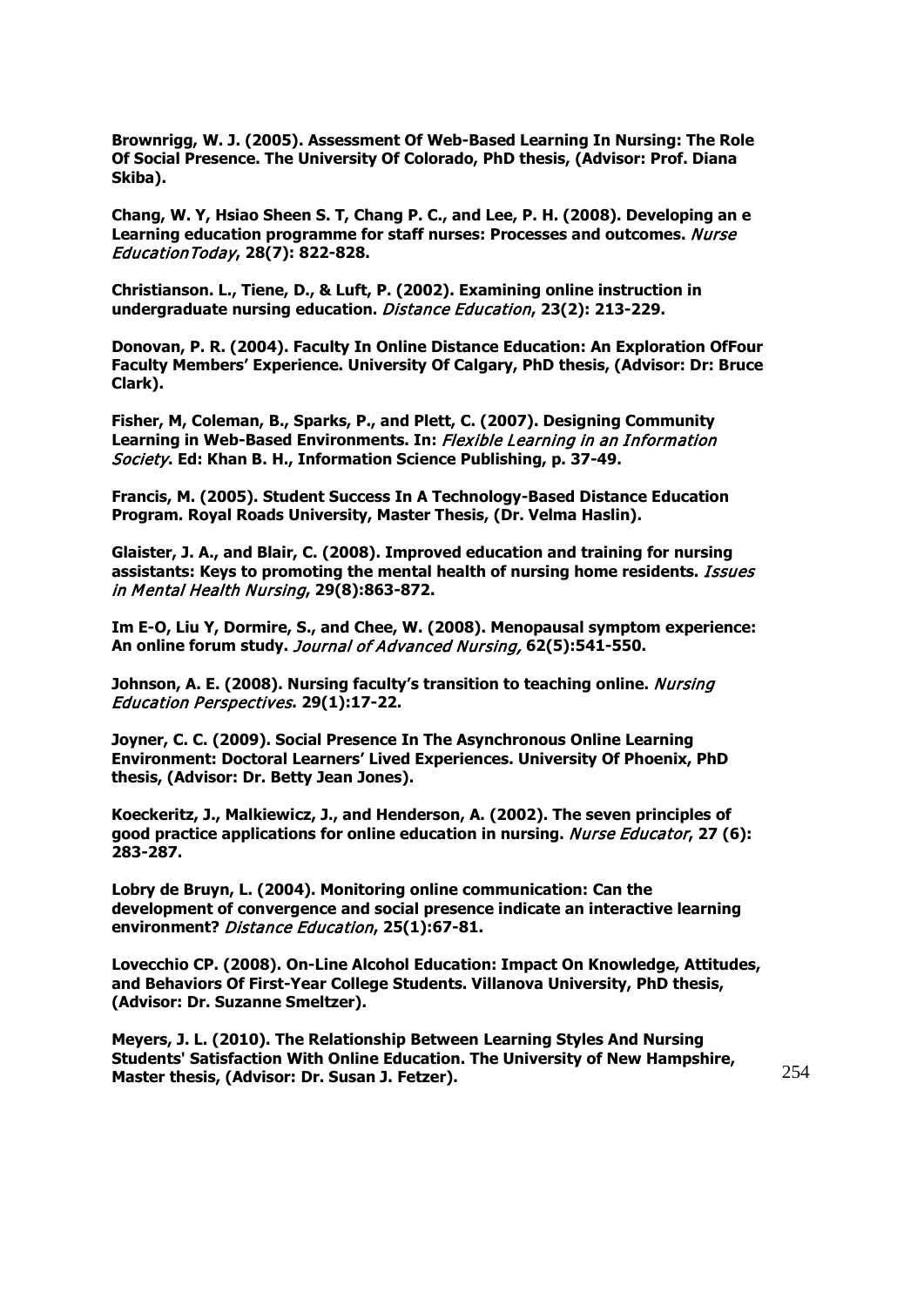**Brownrigg, W. J. (2005). Assessment Of Web-Based Learning In Nursing: The Role Of Social Presence. The University Of Colorado, PhD thesis, (Advisor: Prof. Diana Skiba).**

**Chang, W. Y, Hsiao Sheen S. T, Chang P. C., and Lee, P. H. (2008). Developing an e Learning education programme for staff nurses: Processes and outcomes.** ***Nurse EducationToday*****, 28(7): 822-828.**

**Christianson. L., Tiene, D., & Luft, P. (2002). Examining online instruction in undergraduate nursing education.** ***Distance Education*****, 23(2): 213-229.**

**Donovan, P. R. (2004). Faculty In Online Distance Education: An Exploration OfFour Faculty Members' Experience. University Of Calgary, PhD thesis, (Advisor: Dr: Bruce Clark).**

**Fisher, M, Coleman, B., Sparks, P., and Plett, C. (2007). Designing Community Learning in Web-Based Environments. In:** ***Flexible Learning in an Information Society*****. Ed: Khan B. H., Information Science Publishing, p. 37-49.**

**Francis, M. (2005). Student Success In A Technology-Based Distance Education Program. Royal Roads University, Master Thesis, (Dr. Velma Haslin).**

**Glaister, J. A., and Blair, C. (2008). Improved education and training for nursing assistants: Keys to promoting the mental health of nursing home residents.** ***Issues in Mental Health Nursing*****, 29(8):863-872.**

**Im E-O, Liu Y, Dormire, S., and Chee, W. (2008). Menopausal symptom experience: An online forum study.** ***Journal of Advanced Nursing,*** **62(5):541-550.**

**Johnson, A. E. (2008). Nursing faculty's transition to teaching online.** ***Nursing Education Perspectives*****. 29(1):17-22.**

**Joyner, C. C. (2009). Social Presence In The Asynchronous Online Learning Environment: Doctoral Learners' Lived Experiences. University Of Phoenix, PhD thesis, (Advisor: Dr. Betty Jean Jones).**

**Koeckeritz, J., Malkiewicz, J., and Henderson, A. (2002). The seven principles of good practice applications for online education in nursing.** ***Nurse Educator*****, 27 (6): 283-287.**

**Lobry de Bruyn, L. (2004). Monitoring online communication: Can the development of convergence and social presence indicate an interactive learning environment?** ***Distance Education*****, 25(1):67-81.**

**Lovecchio CP. (2008). On-Line Alcohol Education: Impact On Knowledge, Attitudes, and Behaviors Of First-Year College Students. Villanova University, PhD thesis, (Advisor: Dr. Suzanne Smeltzer).**

**Meyers, J. L. (2010). The Relationship Between Learning Styles And Nursing Students' Satisfaction With Online Education. The University of New Hampshire, Master thesis, (Advisor: Dr. Susan J. Fetzer).**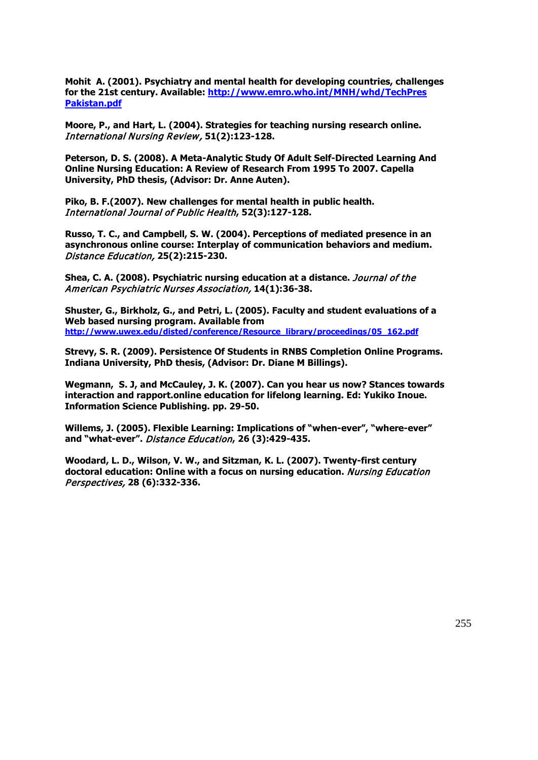**Mohit A. (2001). Psychiatry and mental health for developing countries, challenges for the 21st century. Available: [http://www.emro.who.int/MNH/whd/TechPres Pakistan.pdf](http://www.emro.who.int/MNH/whd/TechPresPakistan.pdf)**

**Moore, P., and Hart, L. (2004). Strategies for teaching nursing research online.** ***International Nursing Review,*** **51(2):123-128.**

**Peterson, D. S. (2008). A Meta-Analytic Study Of Adult Self-Directed Learning And Online Nursing Education: A Review of Research From 1995 To 2007. Capella University, PhD thesis, (Advisor: Dr. Anne Auten).**

**Piko, B. F.(2007). New challenges for mental health in public health.** ***International Journal of Public Health*****, 52(3):127-128.**

**Russo, T. C., and Campbell, S. W. (2004). Perceptions of mediated presence in an asynchronous online course: Interplay of communication behaviors and medium.** ***Distance Education,*** **25(2):215-230.**

**Shea, C. A. (2008). Psychiatric nursing education at a distance.** ***Journal of the American Psychiatric Nurses Association,*** **14(1):36-38.**

**Shuster, G., Birkholz, G., and Petri, L. (2005). Faculty and student evaluations of a Web based nursing program. Available from [http://www.uwex.edu/disted/conference/Resource_library/proceedings/05_162.pdf](http://www.uwex.edu/disted/conference/Resource_library/proceedings/05_162.pdf)**

**Strevy, S. R. (2009). Persistence Of Students in RNBS Completion Online Programs. Indiana University, PhD thesis, (Advisor: Dr. Diane M Billings).**

**Wegmann, S. J, and McCauley, J. K. (2007). Can you hear us now? Stances towards interaction and rapport.online education for lifelong learning. Ed: Yukiko Inoue. Information Science Publishing. pp. 29-50.**

**Willems, J. (2005). Flexible Learning: Implications of "when-ever", "where-ever" and "what-ever".** ***Distance Education*****, 26 (3):429-435.**

**Woodard, L. D., Wilson, V. W., and Sitzman, K. L. (2007). Twenty-first century doctoral education: Online with a focus on nursing education.** ***Nursing Education Perspectives,*** **28 (6):332-336.**